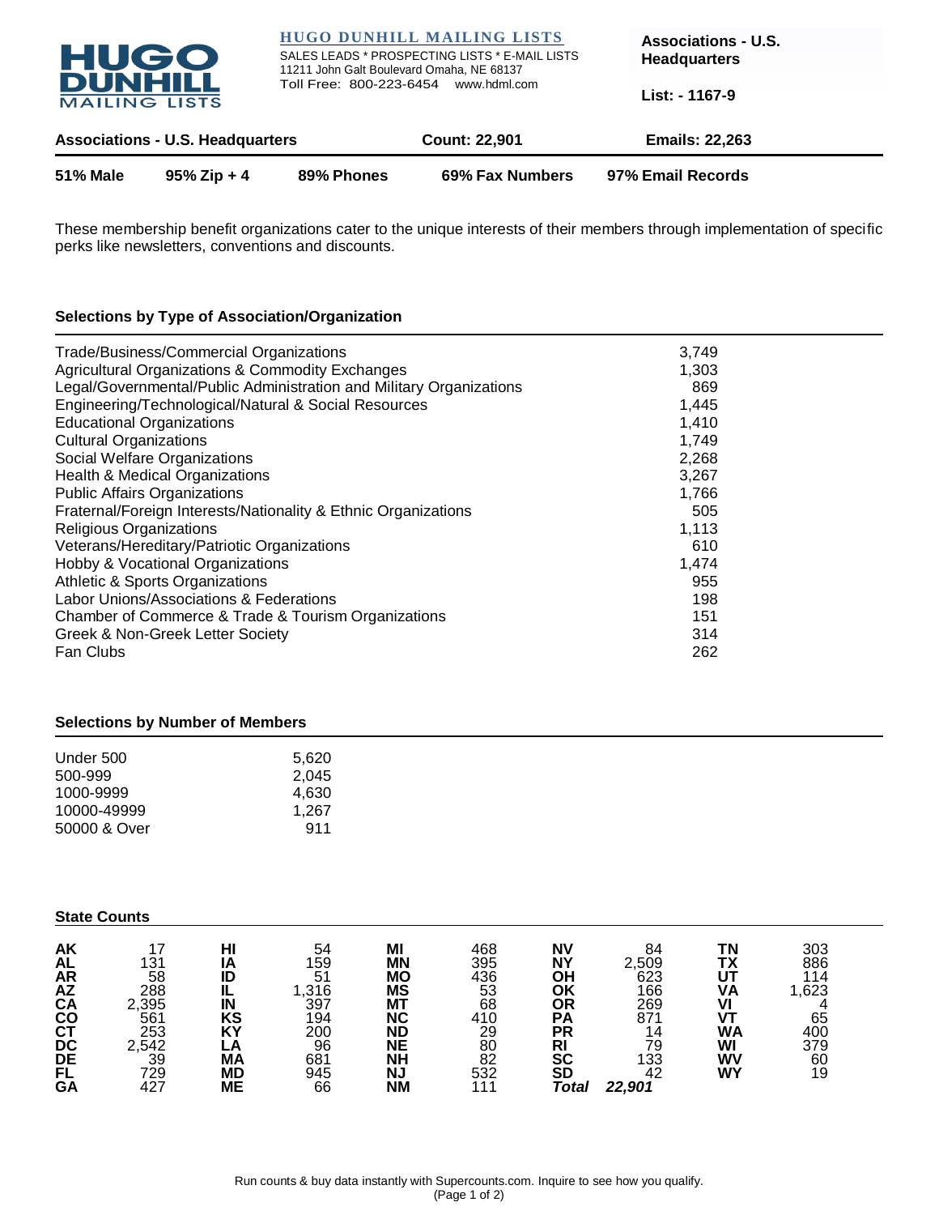# HUGO DUNHILL MAILING LISTS

SALES LEADS * PROSPECTING LISTS * E-MAIL LISTS
11211 John Galt Boulevard Omaha, NE 68137
Toll Free: 800-223-6454 www.hdml.com

**Associations - U.S. Headquarters**

**List: - 1167-9**

| **Associations - U.S. Headquarters** | **Count: 22,901** | **Emails: 22,263** |
|---|---|---|

| **51% Male** | **95% Zip + 4** | **89% Phones** | **69% Fax Numbers** | **97% Email Records** |
|---|---|---|---|---|

These membership benefit organizations cater to the unique interests of their members through implementation of specific perks like newsletters, conventions and discounts.

### Selections by Type of Association/Organization

| Type | Count |
|---|---|
| Trade/Business/Commercial Organizations | 3,749 |
| Agricultural Organizations & Commodity Exchanges | 1,303 |
| Legal/Governmental/Public Administration and Military Organizations | 869 |
| Engineering/Technological/Natural & Social Resources | 1,445 |
| Educational Organizations | 1,410 |
| Cultural Organizations | 1,749 |
| Social Welfare Organizations | 2,268 |
| Health & Medical Organizations | 3,267 |
| Public Affairs Organizations | 1,766 |
| Fraternal/Foreign Interests/Nationality & Ethnic Organizations | 505 |
| Religious Organizations | 1,113 |
| Veterans/Hereditary/Patriotic Organizations | 610 |
| Hobby & Vocational Organizations | 1,474 |
| Athletic & Sports Organizations | 955 |
| Labor Unions/Associations & Federations | 198 |
| Chamber of Commerce & Trade & Tourism Organizations | 151 |
| Greek & Non-Greek Letter Society | 314 |
| Fan Clubs | 262 |

### Selections by Number of Members

| Members | Count |
|---|---|
| Under 500 | 5,620 |
| 500-999 | 2,045 |
| 1000-9999 | 4,630 |
| 10000-49999 | 1,267 |
| 50000 & Over | 911 |

### State Counts

| State | Count | State | Count | State | Count | State | Count | State | Count |
|---|---|---|---|---|---|---|---|---|---|
| **AK** | 17 | **HI** | 54 | **MI** | 468 | **NV** | 84 | **TN** | 303 |
| **AL** | 131 | **IA** | 159 | **MN** | 395 | **NY** | 2,509 | **TX** | 886 |
| **AR** | 58 | **ID** | 51 | **MO** | 436 | **OH** | 623 | **UT** | 114 |
| **AZ** | 288 | **IL** | 1,316 | **MS** | 53 | **OK** | 166 | **VA** | 1,623 |
| **CA** | 2,395 | **IN** | 397 | **MT** | 68 | **OR** | 269 | **VI** | 4 |
| **CO** | 561 | **KS** | 194 | **NC** | 410 | **PA** | 871 | **VT** | 65 |
| **CT** | 253 | **KY** | 200 | **ND** | 29 | **PR** | 14 | **WA** | 400 |
| **DC** | 2,542 | **LA** | 96 | **NE** | 80 | **RI** | 79 | **WI** | 379 |
| **DE** | 39 | **MA** | 681 | **NH** | 82 | **SC** | 133 | **WV** | 60 |
| **FL** | 729 | **MD** | 945 | **NJ** | 532 | **SD** | 42 | **WY** | 19 |
| **GA** | 427 | **ME** | 66 | **NM** | 111 | ***Total*** | ***22,901*** | | |

Run counts & buy data instantly with Supercounts.com. Inquire to see how you qualify.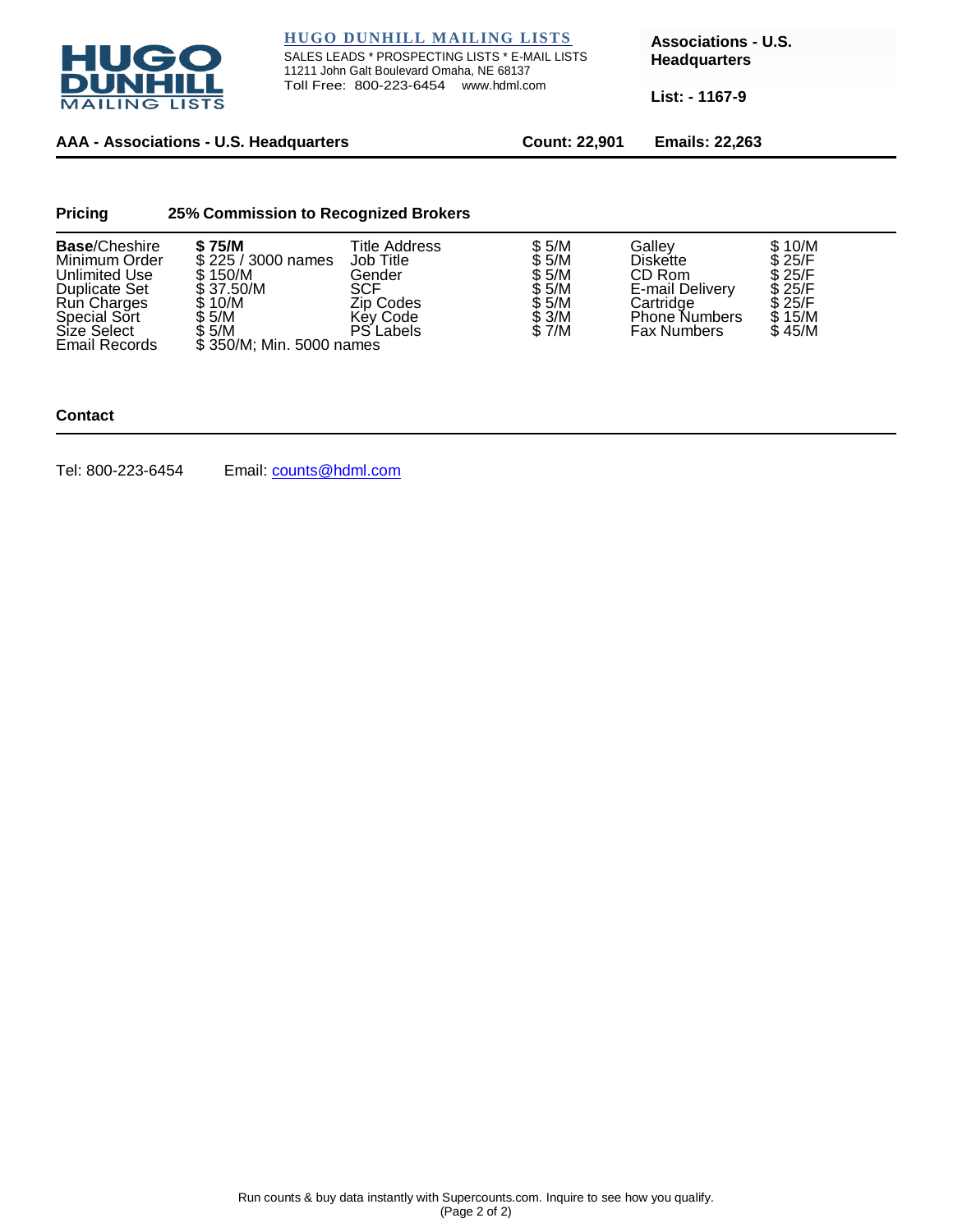HUGO DUNHILL MAILING LISTS

SALES LEADS * PROSPECTING LISTS * E-MAIL LISTS
11211 John Galt Boulevard Omaha, NE 68137
Toll Free: 800-223-6454 www.hdml.com

**Associations - U.S. Headquarters**

**List: - 1167-9**

**AAA - Associations - U.S. Headquarters** **Count: 22,901** **Emails: 22,263**

## Pricing

**25% Commission to Recognized Brokers**

| | | | | | |
|---|---|---|---|---|---|
| **Base**/Cheshire | **$ 75/M** | Title Address | $ 5/M | Galley | $ 10/M |
| Minimum Order | $ 225 / 3000 names | Job Title | $ 5/M | Diskette | $ 25/F |
| Unlimited Use | $ 150/M | Gender | $ 5/M | CD Rom | $ 25/F |
| Duplicate Set | $ 37.50/M | SCF | $ 5/M | E-mail Delivery | $ 25/F |
| Run Charges | $ 10/M | Zip Codes | $ 5/M | Cartridge | $ 25/F |
| Special Sort | $ 5/M | Key Code | $ 3/M | Phone Numbers | $ 15/M |
| Size Select | $ 5/M | PS Labels | $ 7/M | Fax Numbers | $ 45/M |
| Email Records | $ 350/M; Min. 5000 names | | | | |

## Contact

Tel: 800-223-6454 Email: counts@hdml.com

Run counts & buy data instantly with Supercounts.com. Inquire to see how you qualify.